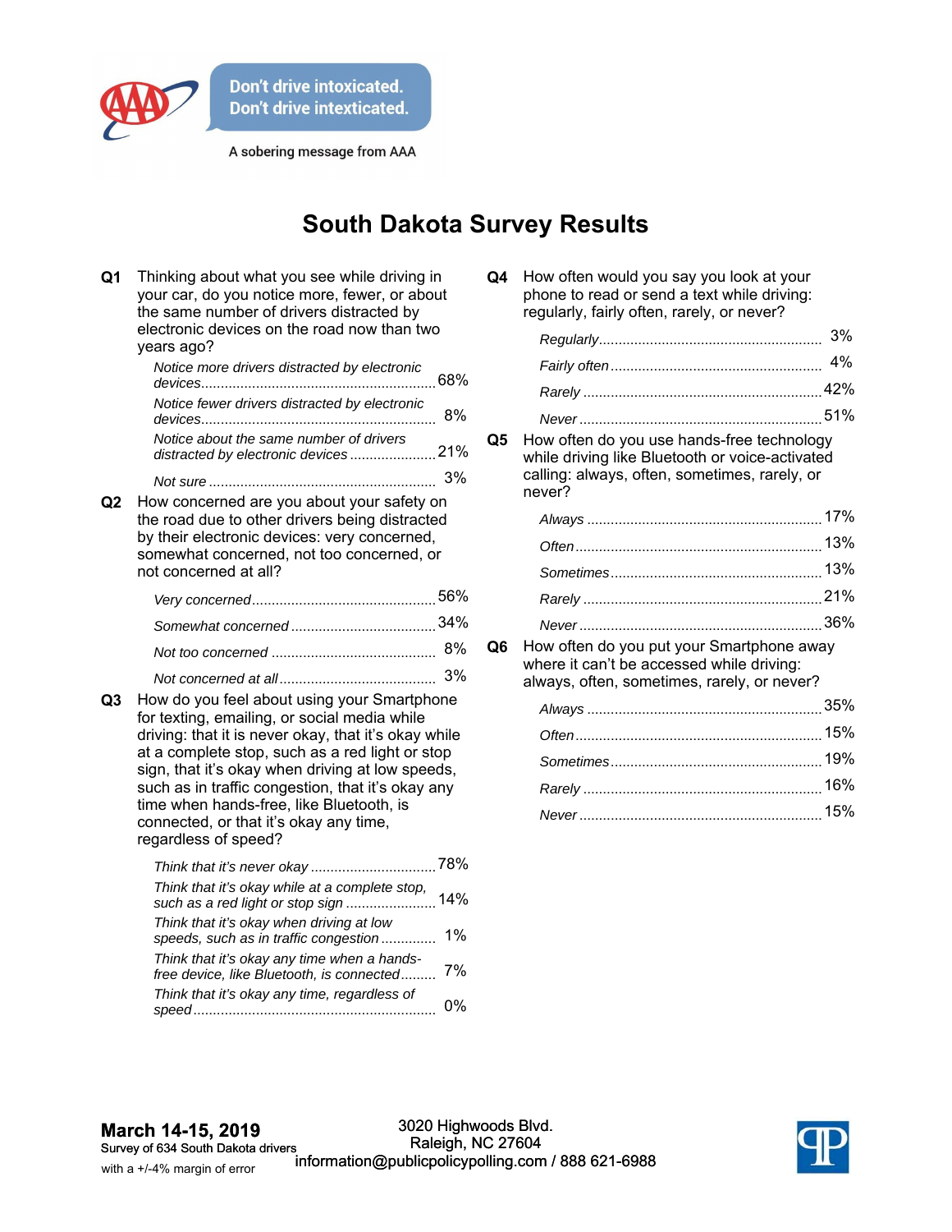Don't drive intoxicated.
Don't drive intexticated.

A sobering message from AAA

# South Dakota Survey Results

**Q1** Thinking about what you see while driving in your car, do you notice more, fewer, or about the same number of drivers distracted by electronic devices on the road now than two years ago?

| | |
|---|---|
| *Notice more drivers distracted by electronic devices* | 68% |
| *Notice fewer drivers distracted by electronic devices* | 8% |
| *Notice about the same number of drivers distracted by electronic devices* | 21% |
| *Not sure* | 3% |

**Q2** How concerned are you about your safety on the road due to other drivers being distracted by their electronic devices: very concerned, somewhat concerned, not too concerned, or not concerned at all?

| | |
|---|---|
| *Very concerned* | 56% |
| *Somewhat concerned* | 34% |
| *Not too concerned* | 8% |
| *Not concerned at all* | 3% |

**Q3** How do you feel about using your Smartphone for texting, emailing, or social media while driving: that it is never okay, that it's okay while at a complete stop, such as a red light or stop sign, that it's okay when driving at low speeds, such as in traffic congestion, that it's okay any time when hands-free, like Bluetooth, is connected, or that it's okay any time, regardless of speed?

| | |
|---|---|
| *Think that it's never okay* | 78% |
| *Think that it's okay while at a complete stop, such as a red light or stop sign* | 14% |
| *Think that it's okay when driving at low speeds, such as in traffic congestion* | 1% |
| *Think that it's okay any time when a hands-free device, like Bluetooth, is connected* | 7% |
| *Think that it's okay any time, regardless of speed* | 0% |

**Q4** How often would you say you look at your phone to read or send a text while driving: regularly, fairly often, rarely, or never?

| | |
|---|---|
| *Regularly* | 3% |
| *Fairly often* | 4% |
| *Rarely* | 42% |
| *Never* | 51% |

**Q5** How often do you use hands-free technology while driving like Bluetooth or voice-activated calling: always, often, sometimes, rarely, or never?

| | |
|---|---|
| *Always* | 17% |
| *Often* | 13% |
| *Sometimes* | 13% |
| *Rarely* | 21% |
| *Never* | 36% |

**Q6** How often do you put your Smartphone away where it can't be accessed while driving: always, often, sometimes, rarely, or never?

| | |
|---|---|
| *Always* | 35% |
| *Often* | 15% |
| *Sometimes* | 19% |
| *Rarely* | 16% |
| *Never* | 15% |

**March 14-15, 2019**
Survey of 634 South Dakota drivers
with a +/-4% margin of error

3020 Highwoods Blvd.
Raleigh, NC 27604
information@publicpolicypolling.com / 888 621-6988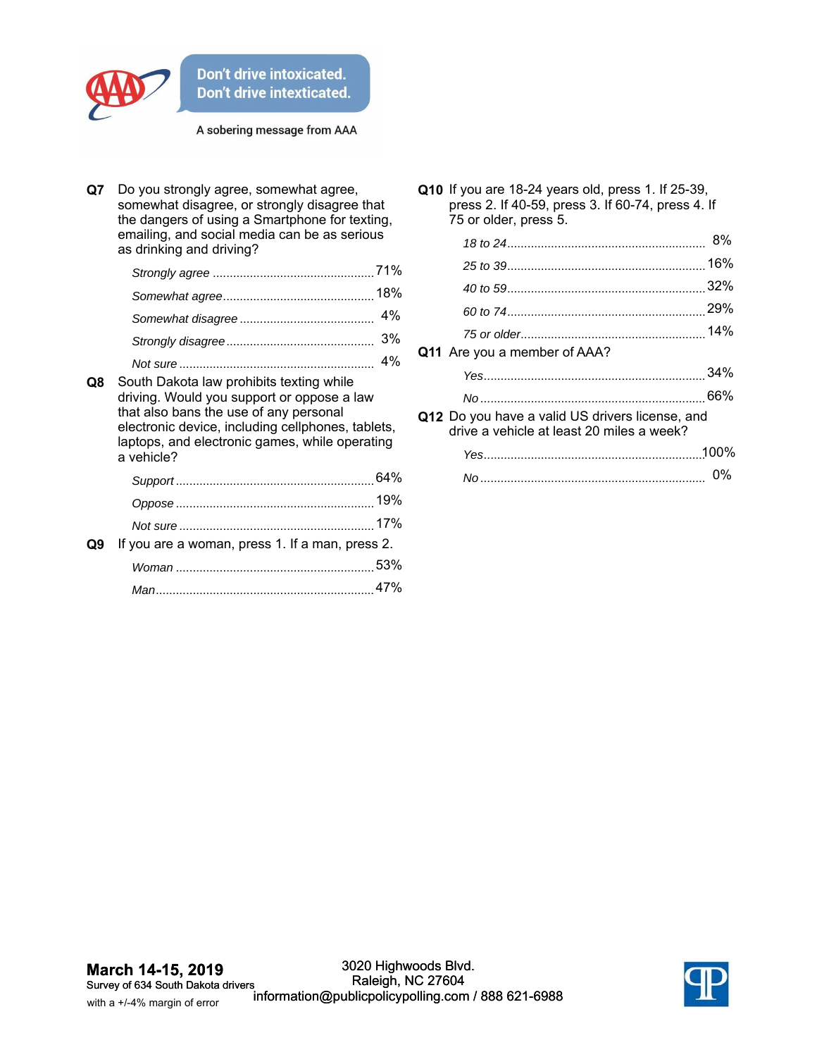Don't drive intoxicated.
Don't drive intexticated.

A sobering message from AAA

**Q7** Do you strongly agree, somewhat agree, somewhat disagree, or strongly disagree that the dangers of using a Smartphone for texting, emailing, and social media can be as serious as drinking and driving?

| | |
|---|---|
| *Strongly agree* | 71% |
| *Somewhat agree* | 18% |
| *Somewhat disagree* | 4% |
| *Strongly disagree* | 3% |
| *Not sure* | 4% |

**Q8** South Dakota law prohibits texting while driving. Would you support or oppose a law that also bans the use of any personal electronic device, including cellphones, tablets, laptops, and electronic games, while operating a vehicle?

| | |
|---|---|
| *Support* | 64% |
| *Oppose* | 19% |
| *Not sure* | 17% |

**Q9** If you are a woman, press 1. If a man, press 2.

| | |
|---|---|
| *Woman* | 53% |
| *Man* | 47% |

**Q10** If you are 18-24 years old, press 1. If 25-39, press 2. If 40-59, press 3. If 60-74, press 4. If 75 or older, press 5.

| | |
|---|---|
| *18 to 24* | 8% |
| *25 to 39* | 16% |
| *40 to 59* | 32% |
| *60 to 74* | 29% |
| *75 or older* | 14% |

**Q11** Are you a member of AAA?

| | |
|---|---|
| *Yes* | 34% |
| *No* | 66% |

**Q12** Do you have a valid US drivers license, and drive a vehicle at least 20 miles a week?

| | |
|---|---|
| *Yes* | 100% |
| *No* | 0% |

**March 14-15, 2019**
Survey of 634 South Dakota drivers
with a +/-4% margin of error

3020 Highwoods Blvd.
Raleigh, NC 27604
information@publicpolicypolling.com / 888 621-6988